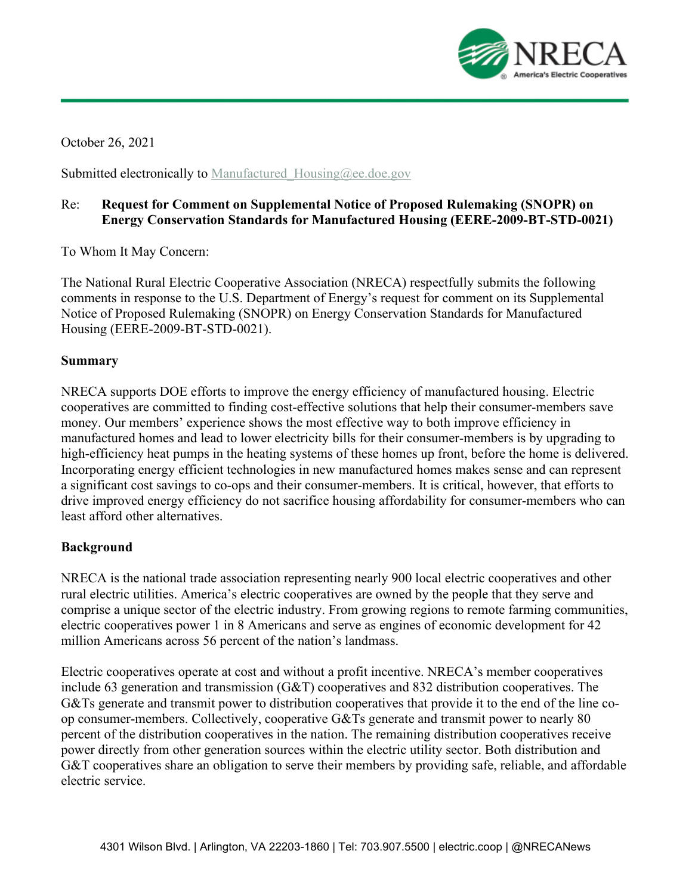October 26, 2021

Submitted electronically to Manufactured_Housing@ee.doe.gov

Re: **Request for Comment on Supplemental Notice of Proposed Rulemaking (SNOPR) on Energy Conservation Standards for Manufactured Housing (EERE-2009-BT-STD-0021)**

To Whom It May Concern:

The National Rural Electric Cooperative Association (NRECA) respectfully submits the following comments in response to the U.S. Department of Energy's request for comment on its Supplemental Notice of Proposed Rulemaking (SNOPR) on Energy Conservation Standards for Manufactured Housing (EERE-2009-BT-STD-0021).

**Summary**

NRECA supports DOE efforts to improve the energy efficiency of manufactured housing. Electric cooperatives are committed to finding cost-effective solutions that help their consumer-members save money. Our members' experience shows the most effective way to both improve efficiency in manufactured homes and lead to lower electricity bills for their consumer-members is by upgrading to high-efficiency heat pumps in the heating systems of these homes up front, before the home is delivered. Incorporating energy efficient technologies in new manufactured homes makes sense and can represent a significant cost savings to co-ops and their consumer-members. It is critical, however, that efforts to drive improved energy efficiency do not sacrifice housing affordability for consumer-members who can least afford other alternatives.

**Background**

NRECA is the national trade association representing nearly 900 local electric cooperatives and other rural electric utilities. America's electric cooperatives are owned by the people that they serve and comprise a unique sector of the electric industry. From growing regions to remote farming communities, electric cooperatives power 1 in 8 Americans and serve as engines of economic development for 42 million Americans across 56 percent of the nation's landmass.

Electric cooperatives operate at cost and without a profit incentive. NRECA's member cooperatives include 63 generation and transmission (G&T) cooperatives and 832 distribution cooperatives. The G&Ts generate and transmit power to distribution cooperatives that provide it to the end of the line co-op consumer-members. Collectively, cooperative G&Ts generate and transmit power to nearly 80 percent of the distribution cooperatives in the nation. The remaining distribution cooperatives receive power directly from other generation sources within the electric utility sector. Both distribution and G&T cooperatives share an obligation to serve their members by providing safe, reliable, and affordable electric service.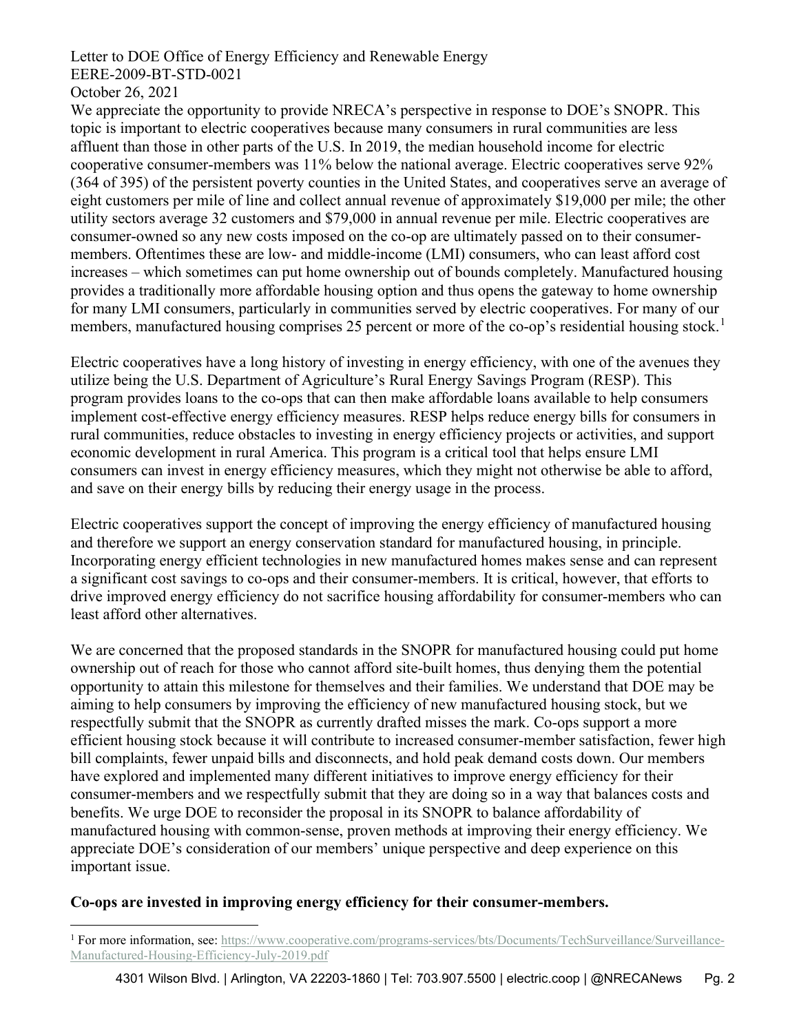We appreciate the opportunity to provide NRECA's perspective in response to DOE's SNOPR. This topic is important to electric cooperatives because many consumers in rural communities are less affluent than those in other parts of the U.S. In 2019, the median household income for electric cooperative consumer-members was 11% below the national average. Electric cooperatives serve 92% (364 of 395) of the persistent poverty counties in the United States, and cooperatives serve an average of eight customers per mile of line and collect annual revenue of approximately $19,000 per mile; the other utility sectors average 32 customers and $79,000 in annual revenue per mile. Electric cooperatives are consumer-owned so any new costs imposed on the co-op are ultimately passed on to their consumer-members. Oftentimes these are low- and middle-income (LMI) consumers, who can least afford cost increases – which sometimes can put home ownership out of bounds completely. Manufactured housing provides a traditionally more affordable housing option and thus opens the gateway to home ownership for many LMI consumers, particularly in communities served by electric cooperatives. For many of our members, manufactured housing comprises 25 percent or more of the co-op's residential housing stock.[1]

Electric cooperatives have a long history of investing in energy efficiency, with one of the avenues they utilize being the U.S. Department of Agriculture's Rural Energy Savings Program (RESP). This program provides loans to the co-ops that can then make affordable loans available to help consumers implement cost-effective energy efficiency measures. RESP helps reduce energy bills for consumers in rural communities, reduce obstacles to investing in energy efficiency projects or activities, and support economic development in rural America. This program is a critical tool that helps ensure LMI consumers can invest in energy efficiency measures, which they might not otherwise be able to afford, and save on their energy bills by reducing their energy usage in the process.

Electric cooperatives support the concept of improving the energy efficiency of manufactured housing and therefore we support an energy conservation standard for manufactured housing, in principle. Incorporating energy efficient technologies in new manufactured homes makes sense and can represent a significant cost savings to co-ops and their consumer-members. It is critical, however, that efforts to drive improved energy efficiency do not sacrifice housing affordability for consumer-members who can least afford other alternatives.

We are concerned that the proposed standards in the SNOPR for manufactured housing could put home ownership out of reach for those who cannot afford site-built homes, thus denying them the potential opportunity to attain this milestone for themselves and their families. We understand that DOE may be aiming to help consumers by improving the efficiency of new manufactured housing stock, but we respectfully submit that the SNOPR as currently drafted misses the mark. Co-ops support a more efficient housing stock because it will contribute to increased consumer-member satisfaction, fewer high bill complaints, fewer unpaid bills and disconnects, and hold peak demand costs down. Our members have explored and implemented many different initiatives to improve energy efficiency for their consumer-members and we respectfully submit that they are doing so in a way that balances costs and benefits. We urge DOE to reconsider the proposal in its SNOPR to balance affordability of manufactured housing with common-sense, proven methods at improving their energy efficiency. We appreciate DOE's consideration of our members' unique perspective and deep experience on this important issue.

**Co-ops are invested in improving energy efficiency for their consumer-members.**

[1] For more information, see: https://www.cooperative.com/programs-services/bts/Documents/TechSurveillance/Surveillance-Manufactured-Housing-Efficiency-July-2019.pdf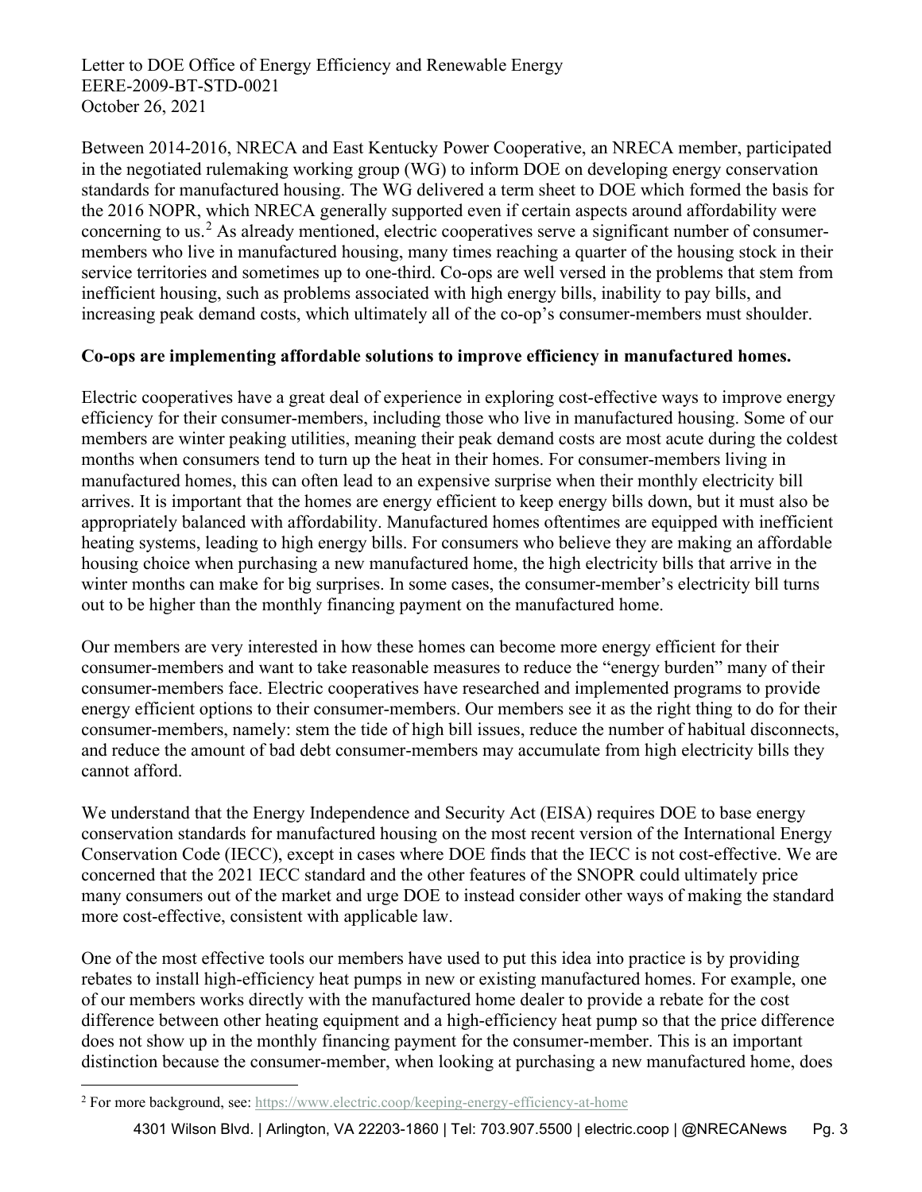Between 2014-2016, NRECA and East Kentucky Power Cooperative, an NRECA member, participated in the negotiated rulemaking working group (WG) to inform DOE on developing energy conservation standards for manufactured housing. The WG delivered a term sheet to DOE which formed the basis for the 2016 NOPR, which NRECA generally supported even if certain aspects around affordability were concerning to us.[2] As already mentioned, electric cooperatives serve a significant number of consumer-members who live in manufactured housing, many times reaching a quarter of the housing stock in their service territories and sometimes up to one-third. Co-ops are well versed in the problems that stem from inefficient housing, such as problems associated with high energy bills, inability to pay bills, and increasing peak demand costs, which ultimately all of the co-op's consumer-members must shoulder.

**Co-ops are implementing affordable solutions to improve efficiency in manufactured homes.**

Electric cooperatives have a great deal of experience in exploring cost-effective ways to improve energy efficiency for their consumer-members, including those who live in manufactured housing. Some of our members are winter peaking utilities, meaning their peak demand costs are most acute during the coldest months when consumers tend to turn up the heat in their homes. For consumer-members living in manufactured homes, this can often lead to an expensive surprise when their monthly electricity bill arrives. It is important that the homes are energy efficient to keep energy bills down, but it must also be appropriately balanced with affordability. Manufactured homes oftentimes are equipped with inefficient heating systems, leading to high energy bills. For consumers who believe they are making an affordable housing choice when purchasing a new manufactured home, the high electricity bills that arrive in the winter months can make for big surprises. In some cases, the consumer-member's electricity bill turns out to be higher than the monthly financing payment on the manufactured home.

Our members are very interested in how these homes can become more energy efficient for their consumer-members and want to take reasonable measures to reduce the "energy burden" many of their consumer-members face. Electric cooperatives have researched and implemented programs to provide energy efficient options to their consumer-members. Our members see it as the right thing to do for their consumer-members, namely: stem the tide of high bill issues, reduce the number of habitual disconnects, and reduce the amount of bad debt consumer-members may accumulate from high electricity bills they cannot afford.

We understand that the Energy Independence and Security Act (EISA) requires DOE to base energy conservation standards for manufactured housing on the most recent version of the International Energy Conservation Code (IECC), except in cases where DOE finds that the IECC is not cost-effective. We are concerned that the 2021 IECC standard and the other features of the SNOPR could ultimately price many consumers out of the market and urge DOE to instead consider other ways of making the standard more cost-effective, consistent with applicable law.

One of the most effective tools our members have used to put this idea into practice is by providing rebates to install high-efficiency heat pumps in new or existing manufactured homes. For example, one of our members works directly with the manufactured home dealer to provide a rebate for the cost difference between other heating equipment and a high-efficiency heat pump so that the price difference does not show up in the monthly financing payment for the consumer-member. This is an important distinction because the consumer-member, when looking at purchasing a new manufactured home, does

[2] For more background, see: https://www.electric.coop/keeping-energy-efficiency-at-home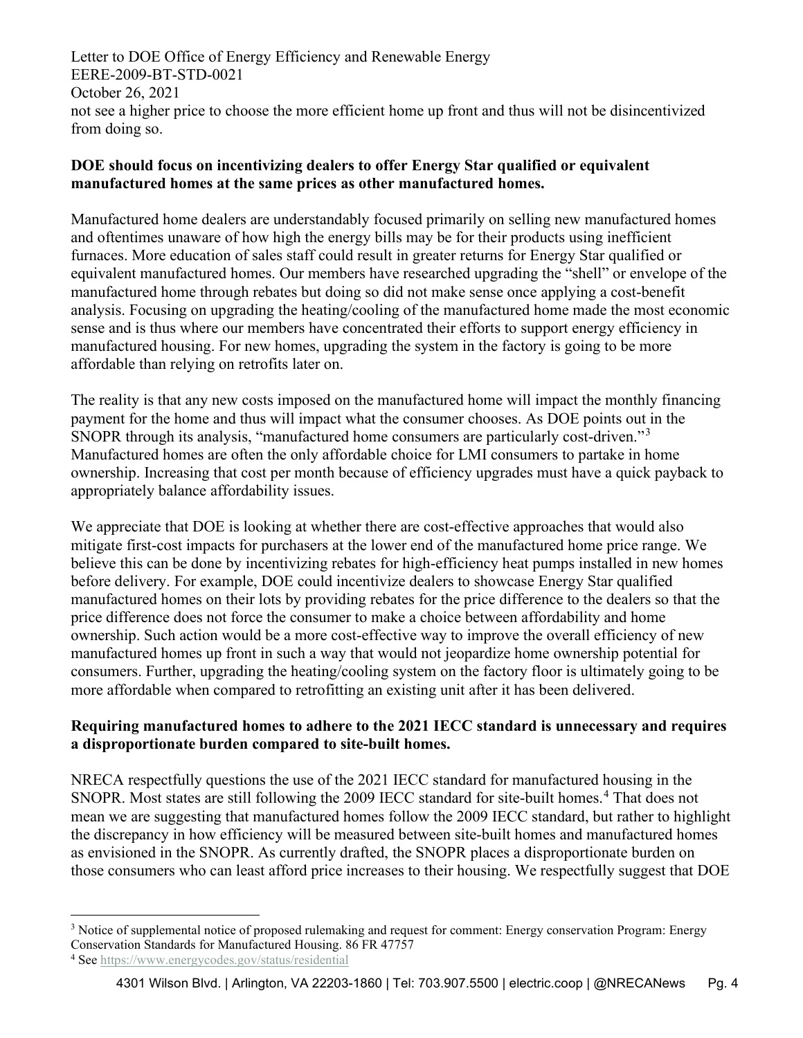not see a higher price to choose the more efficient home up front and thus will not be disincentivized from doing so.

**DOE should focus on incentivizing dealers to offer Energy Star qualified or equivalent manufactured homes at the same prices as other manufactured homes.**

Manufactured home dealers are understandably focused primarily on selling new manufactured homes and oftentimes unaware of how high the energy bills may be for their products using inefficient furnaces. More education of sales staff could result in greater returns for Energy Star qualified or equivalent manufactured homes. Our members have researched upgrading the "shell" or envelope of the manufactured home through rebates but doing so did not make sense once applying a cost-benefit analysis. Focusing on upgrading the heating/cooling of the manufactured home made the most economic sense and is thus where our members have concentrated their efforts to support energy efficiency in manufactured housing. For new homes, upgrading the system in the factory is going to be more affordable than relying on retrofits later on.

The reality is that any new costs imposed on the manufactured home will impact the monthly financing payment for the home and thus will impact what the consumer chooses. As DOE points out in the SNOPR through its analysis, "manufactured home consumers are particularly cost-driven."[3] Manufactured homes are often the only affordable choice for LMI consumers to partake in home ownership. Increasing that cost per month because of efficiency upgrades must have a quick payback to appropriately balance affordability issues.

We appreciate that DOE is looking at whether there are cost-effective approaches that would also mitigate first-cost impacts for purchasers at the lower end of the manufactured home price range. We believe this can be done by incentivizing rebates for high-efficiency heat pumps installed in new homes before delivery. For example, DOE could incentivize dealers to showcase Energy Star qualified manufactured homes on their lots by providing rebates for the price difference to the dealers so that the price difference does not force the consumer to make a choice between affordability and home ownership. Such action would be a more cost-effective way to improve the overall efficiency of new manufactured homes up front in such a way that would not jeopardize home ownership potential for consumers. Further, upgrading the heating/cooling system on the factory floor is ultimately going to be more affordable when compared to retrofitting an existing unit after it has been delivered.

**Requiring manufactured homes to adhere to the 2021 IECC standard is unnecessary and requires a disproportionate burden compared to site-built homes.**

NRECA respectfully questions the use of the 2021 IECC standard for manufactured housing in the SNOPR. Most states are still following the 2009 IECC standard for site-built homes.[4] That does not mean we are suggesting that manufactured homes follow the 2009 IECC standard, but rather to highlight the discrepancy in how efficiency will be measured between site-built homes and manufactured homes as envisioned in the SNOPR. As currently drafted, the SNOPR places a disproportionate burden on those consumers who can least afford price increases to their housing. We respectfully suggest that DOE

---

[3] Notice of supplemental notice of proposed rulemaking and request for comment: Energy conservation Program: Energy Conservation Standards for Manufactured Housing. 86 FR 47757

[4] See https://www.energycodes.gov/status/residential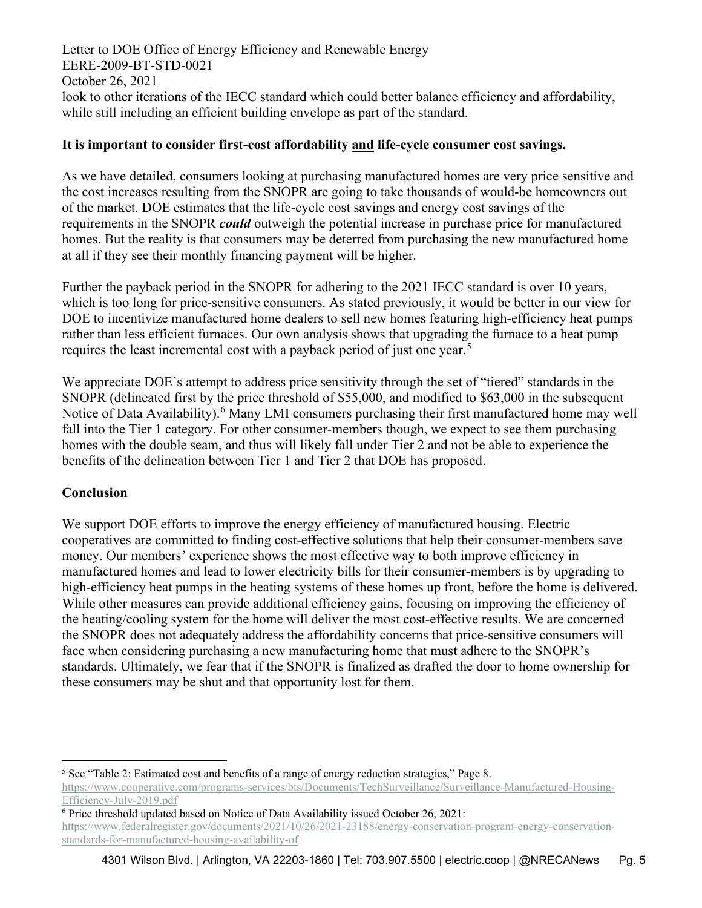look to other iterations of the IECC standard which could better balance efficiency and affordability, while still including an efficient building envelope as part of the standard.

**It is important to consider first-cost affordability and life-cycle consumer cost savings.**

As we have detailed, consumers looking at purchasing manufactured homes are very price sensitive and the cost increases resulting from the SNOPR are going to take thousands of would-be homeowners out of the market. DOE estimates that the life-cycle cost savings and energy cost savings of the requirements in the SNOPR ***could*** outweigh the potential increase in purchase price for manufactured homes. But the reality is that consumers may be deterred from purchasing the new manufactured home at all if they see their monthly financing payment will be higher.

Further the payback period in the SNOPR for adhering to the 2021 IECC standard is over 10 years, which is too long for price-sensitive consumers. As stated previously, it would be better in our view for DOE to incentivize manufactured home dealers to sell new homes featuring high-efficiency heat pumps rather than less efficient furnaces. Our own analysis shows that upgrading the furnace to a heat pump requires the least incremental cost with a payback period of just one year.[5]

We appreciate DOE's attempt to address price sensitivity through the set of "tiered" standards in the SNOPR (delineated first by the price threshold of $55,000, and modified to $63,000 in the subsequent Notice of Data Availability).[6] Many LMI consumers purchasing their first manufactured home may well fall into the Tier 1 category. For other consumer-members though, we expect to see them purchasing homes with the double seam, and thus will likely fall under Tier 2 and not be able to experience the benefits of the delineation between Tier 1 and Tier 2 that DOE has proposed.

**Conclusion**

We support DOE efforts to improve the energy efficiency of manufactured housing. Electric cooperatives are committed to finding cost-effective solutions that help their consumer-members save money. Our members' experience shows the most effective way to both improve efficiency in manufactured homes and lead to lower electricity bills for their consumer-members is by upgrading to high-efficiency heat pumps in the heating systems of these homes up front, before the home is delivered. While other measures can provide additional efficiency gains, focusing on improving the efficiency of the heating/cooling system for the home will deliver the most cost-effective results. We are concerned the SNOPR does not adequately address the affordability concerns that price-sensitive consumers will face when considering purchasing a new manufacturing home that must adhere to the SNOPR's standards. Ultimately, we fear that if the SNOPR is finalized as drafted the door to home ownership for these consumers may be shut and that opportunity lost for them.

---

[5] See "Table 2: Estimated cost and benefits of a range of energy reduction strategies," Page 8. https://www.cooperative.com/programs-services/bts/Documents/TechSurveillance/Surveillance-Manufactured-Housing-Efficiency-July-2019.pdf

[6] Price threshold updated based on Notice of Data Availability issued October 26, 2021: https://www.federalregister.gov/documents/2021/10/26/2021-23188/energy-conservation-program-energy-conservation-standards-for-manufactured-housing-availability-of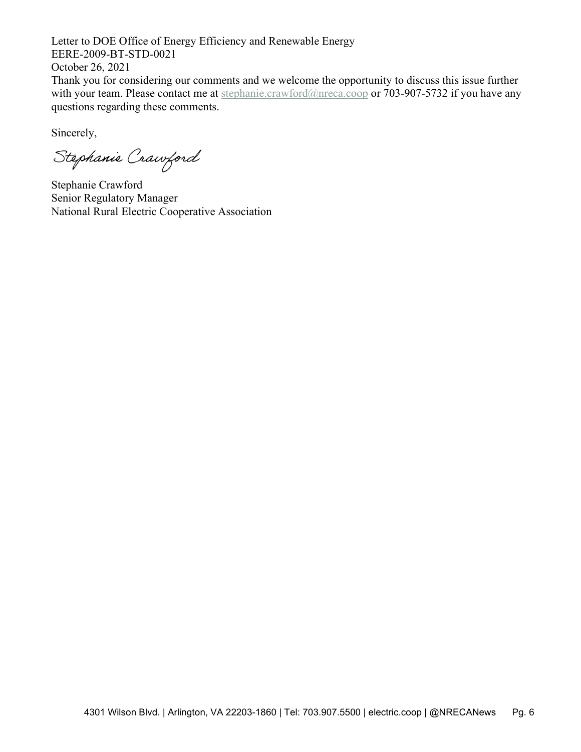Thank you for considering our comments and we welcome the opportunity to discuss this issue further with your team. Please contact me at stephanie.crawford@nreca.coop or 703-907-5732 if you have any questions regarding these comments.

Sincerely,

Stephanie Crawford

Stephanie Crawford
Senior Regulatory Manager
National Rural Electric Cooperative Association